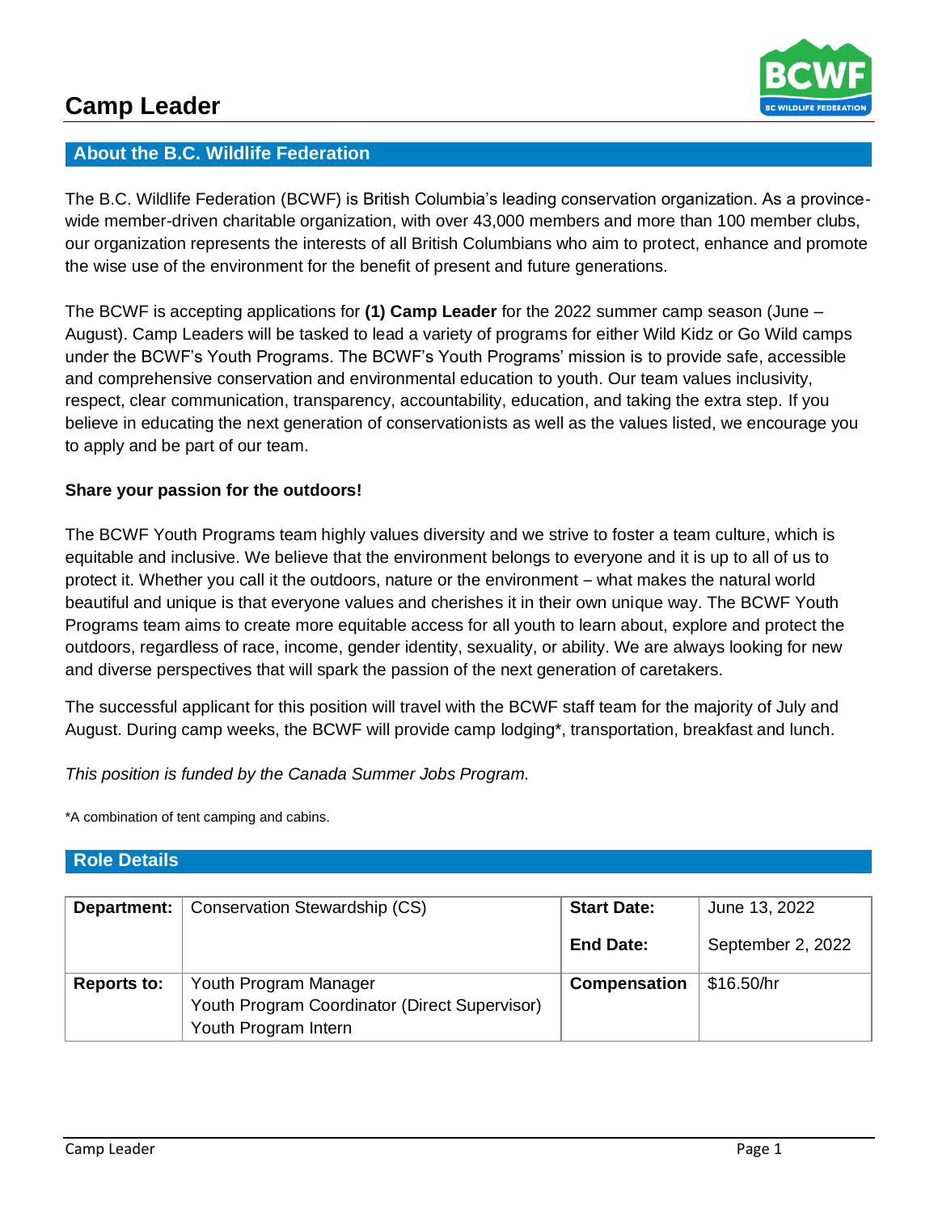# Camp Leader

## About the B.C. Wildlife Federation

The B.C. Wildlife Federation (BCWF) is British Columbia's leading conservation organization. As a province-wide member-driven charitable organization, with over 43,000 members and more than 100 member clubs, our organization represents the interests of all British Columbians who aim to protect, enhance and promote the wise use of the environment for the benefit of present and future generations.

The BCWF is accepting applications for **(1) Camp Leader** for the 2022 summer camp season (June – August). Camp Leaders will be tasked to lead a variety of programs for either Wild Kidz or Go Wild camps under the BCWF's Youth Programs. The BCWF's Youth Programs' mission is to provide safe, accessible and comprehensive conservation and environmental education to youth. Our team values inclusivity, respect, clear communication, transparency, accountability, education, and taking the extra step. If you believe in educating the next generation of conservationists as well as the values listed, we encourage you to apply and be part of our team.

**Share your passion for the outdoors!**

The BCWF Youth Programs team highly values diversity and we strive to foster a team culture, which is equitable and inclusive. We believe that the environment belongs to everyone and it is up to all of us to protect it. Whether you call it the outdoors, nature or the environment – what makes the natural world beautiful and unique is that everyone values and cherishes it in their own unique way. The BCWF Youth Programs team aims to create more equitable access for all youth to learn about, explore and protect the outdoors, regardless of race, income, gender identity, sexuality, or ability. We are always looking for new and diverse perspectives that will spark the passion of the next generation of caretakers.

The successful applicant for this position will travel with the BCWF staff team for the majority of July and August. During camp weeks, the BCWF will provide camp lodging*, transportation, breakfast and lunch.

*This position is funded by the Canada Summer Jobs Program.*

*A combination of tent camping and cabins.

## Role Details

| **Department:** | Conservation Stewardship (CS) | **Start Date:**<br>**End Date:** | June 13, 2022<br>September 2, 2022 |
|---|---|---|---|
| **Reports to:** | Youth Program Manager<br>Youth Program Coordinator (Direct Supervisor)<br>Youth Program Intern | **Compensation** | $16.50/hr |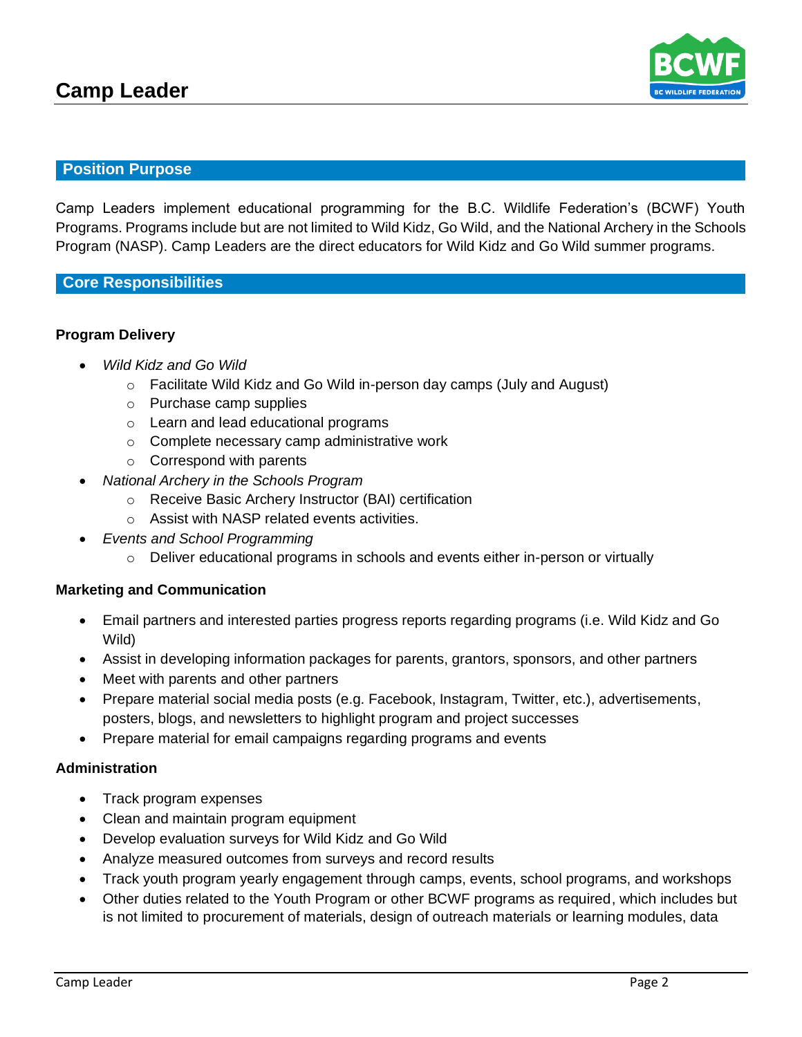# Camp Leader

## Position Purpose

Camp Leaders implement educational programming for the B.C. Wildlife Federation's (BCWF) Youth Programs. Programs include but are not limited to Wild Kidz, Go Wild, and the National Archery in the Schools Program (NASP). Camp Leaders are the direct educators for Wild Kidz and Go Wild summer programs.

## Core Responsibilities

### Program Delivery

- *Wild Kidz and Go Wild*
  - Facilitate Wild Kidz and Go Wild in-person day camps (July and August)
  - Purchase camp supplies
  - Learn and lead educational programs
  - Complete necessary camp administrative work
  - Correspond with parents
- *National Archery in the Schools Program*
  - Receive Basic Archery Instructor (BAI) certification
  - Assist with NASP related events activities.
- *Events and School Programming*
  - Deliver educational programs in schools and events either in-person or virtually

### Marketing and Communication

- Email partners and interested parties progress reports regarding programs (i.e. Wild Kidz and Go Wild)
- Assist in developing information packages for parents, grantors, sponsors, and other partners
- Meet with parents and other partners
- Prepare material social media posts (e.g. Facebook, Instagram, Twitter, etc.), advertisements, posters, blogs, and newsletters to highlight program and project successes
- Prepare material for email campaigns regarding programs and events

### Administration

- Track program expenses
- Clean and maintain program equipment
- Develop evaluation surveys for Wild Kidz and Go Wild
- Analyze measured outcomes from surveys and record results
- Track youth program yearly engagement through camps, events, school programs, and workshops
- Other duties related to the Youth Program or other BCWF programs as required, which includes but is not limited to procurement of materials, design of outreach materials or learning modules, data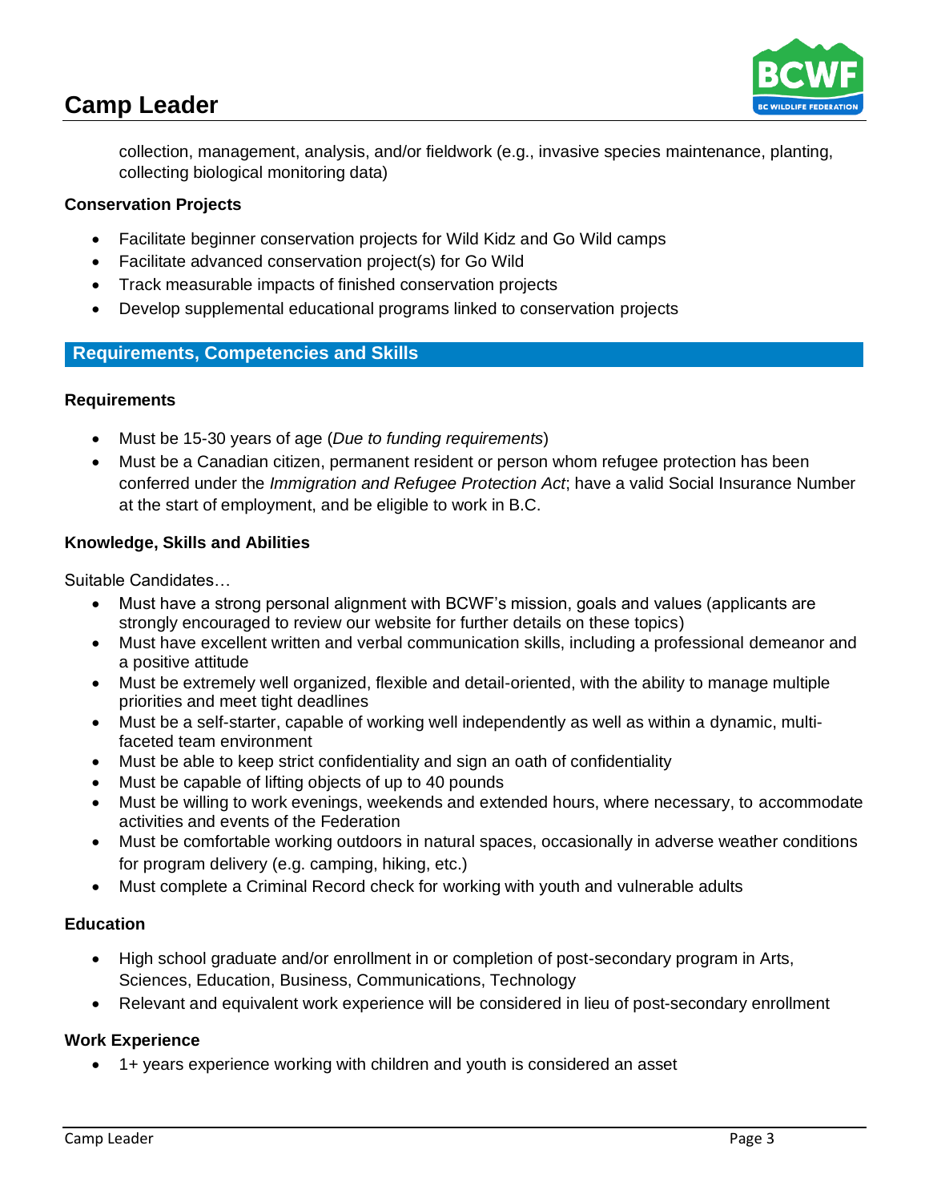collection, management, analysis, and/or fieldwork (e.g., invasive species maintenance, planting, collecting biological monitoring data)

**Conservation Projects**

- Facilitate beginner conservation projects for Wild Kidz and Go Wild camps
- Facilitate advanced conservation project(s) for Go Wild
- Track measurable impacts of finished conservation projects
- Develop supplemental educational programs linked to conservation projects

## Requirements, Competencies and Skills

**Requirements**

- Must be 15-30 years of age (*Due to funding requirements*)
- Must be a Canadian citizen, permanent resident or person whom refugee protection has been conferred under the *Immigration and Refugee Protection Act*; have a valid Social Insurance Number at the start of employment, and be eligible to work in B.C.

**Knowledge, Skills and Abilities**

Suitable Candidates…

- Must have a strong personal alignment with BCWF's mission, goals and values (applicants are strongly encouraged to review our website for further details on these topics)
- Must have excellent written and verbal communication skills, including a professional demeanor and a positive attitude
- Must be extremely well organized, flexible and detail-oriented, with the ability to manage multiple priorities and meet tight deadlines
- Must be a self-starter, capable of working well independently as well as within a dynamic, multi-faceted team environment
- Must be able to keep strict confidentiality and sign an oath of confidentiality
- Must be capable of lifting objects of up to 40 pounds
- Must be willing to work evenings, weekends and extended hours, where necessary, to accommodate activities and events of the Federation
- Must be comfortable working outdoors in natural spaces, occasionally in adverse weather conditions for program delivery (e.g. camping, hiking, etc.)
- Must complete a Criminal Record check for working with youth and vulnerable adults

**Education**

- High school graduate and/or enrollment in or completion of post-secondary program in Arts, Sciences, Education, Business, Communications, Technology
- Relevant and equivalent work experience will be considered in lieu of post-secondary enrollment

**Work Experience**

- 1+ years experience working with children and youth is considered an asset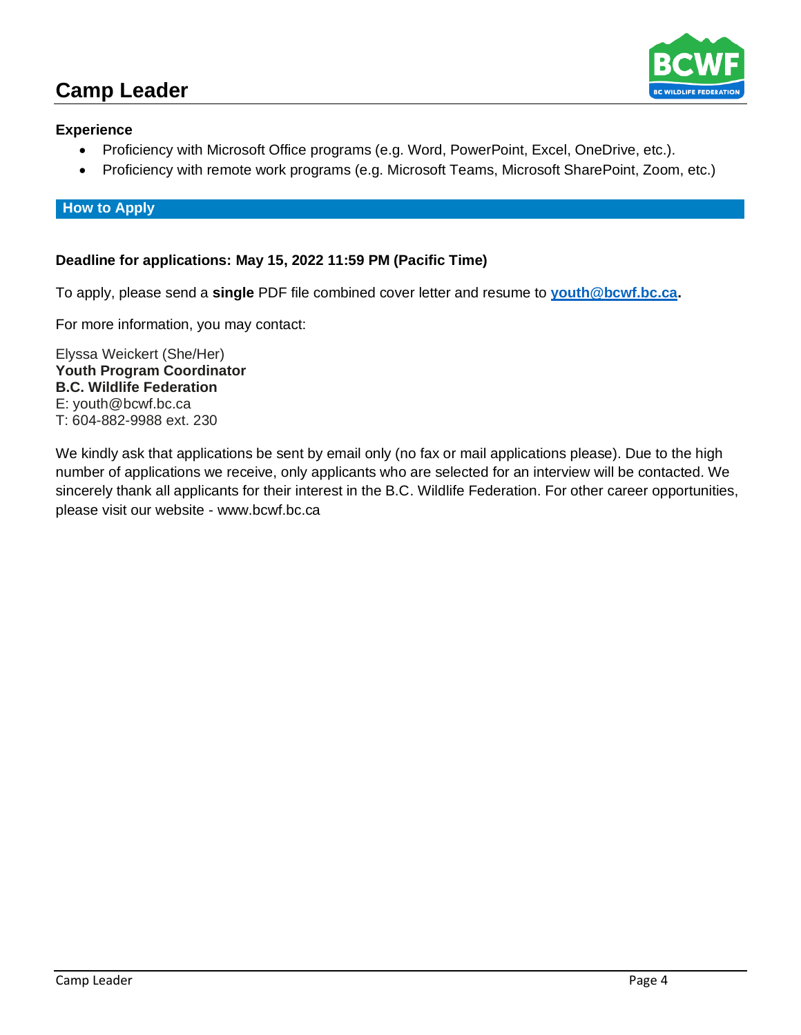**Experience**

- Proficiency with Microsoft Office programs (e.g. Word, PowerPoint, Excel, OneDrive, etc.).
- Proficiency with remote work programs (e.g. Microsoft Teams, Microsoft SharePoint, Zoom, etc.)

## How to Apply

**Deadline for applications: May 15, 2022 11:59 PM (Pacific Time)**

To apply, please send a **single** PDF file combined cover letter and resume to **youth@bcwf.bc.ca.**

For more information, you may contact:

Elyssa Weickert (She/Her)
**Youth Program Coordinator**
**B.C. Wildlife Federation**
E: youth@bcwf.bc.ca
T: 604-882-9988 ext. 230

We kindly ask that applications be sent by email only (no fax or mail applications please). Due to the high number of applications we receive, only applicants who are selected for an interview will be contacted. We sincerely thank all applicants for their interest in the B.C. Wildlife Federation. For other career opportunities, please visit our website - www.bcwf.bc.ca